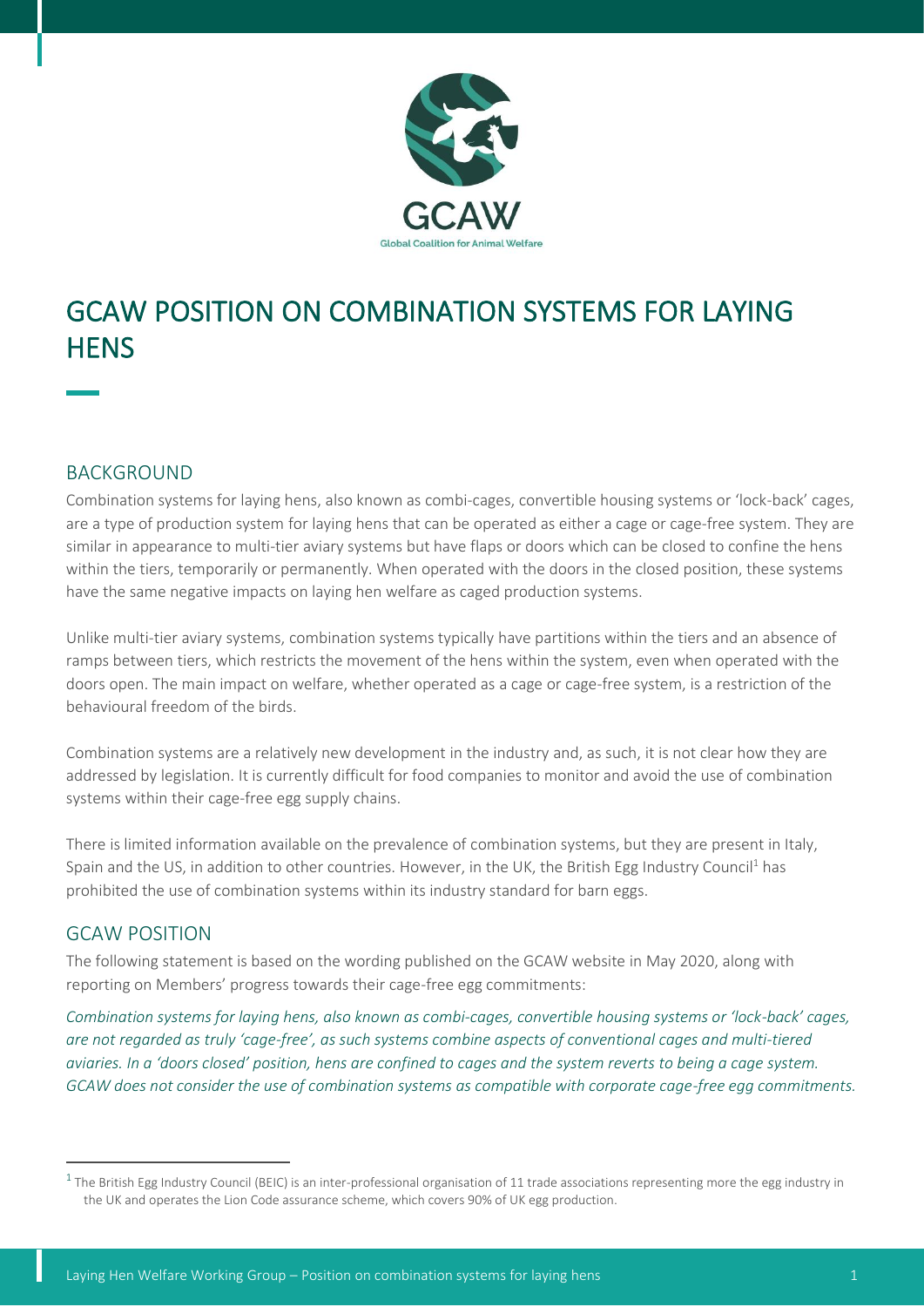# GCAW POSITION ON COMBINATION SYSTEMS FOR LAYING HENS

## BACKGROUND

Combination systems for laying hens, also known as combi-cages, convertible housing systems or 'lock-back' cages, are a type of production system for laying hens that can be operated as either a cage or cage-free system. They are similar in appearance to multi-tier aviary systems but have flaps or doors which can be closed to confine the hens within the tiers, temporarily or permanently. When operated with the doors in the closed position, these systems have the same negative impacts on laying hen welfare as caged production systems.

Unlike multi-tier aviary systems, combination systems typically have partitions within the tiers and an absence of ramps between tiers, which restricts the movement of the hens within the system, even when operated with the doors open. The main impact on welfare, whether operated as a cage or cage-free system, is a restriction of the behavioural freedom of the birds.

Combination systems are a relatively new development in the industry and, as such, it is not clear how they are addressed by legislation. It is currently difficult for food companies to monitor and avoid the use of combination systems within their cage-free egg supply chains.

There is limited information available on the prevalence of combination systems, but they are present in Italy, Spain and the US, in addition to other countries. However, in the UK, the British Egg Industry Council[1] has prohibited the use of combination systems within its industry standard for barn eggs.

## GCAW POSITION

The following statement is based on the wording published on the GCAW website in May 2020, along with reporting on Members' progress towards their cage-free egg commitments:

*Combination systems for laying hens, also known as combi-cages, convertible housing systems or 'lock-back' cages, are not regarded as truly 'cage-free', as such systems combine aspects of conventional cages and multi-tiered aviaries. In a 'doors closed' position, hens are confined to cages and the system reverts to being a cage system. GCAW does not consider the use of combination systems as compatible with corporate cage-free egg commitments.*

---

[1] The British Egg Industry Council (BEIC) is an inter-professional organisation of 11 trade associations representing more the egg industry in the UK and operates the Lion Code assurance scheme, which covers 90% of UK egg production.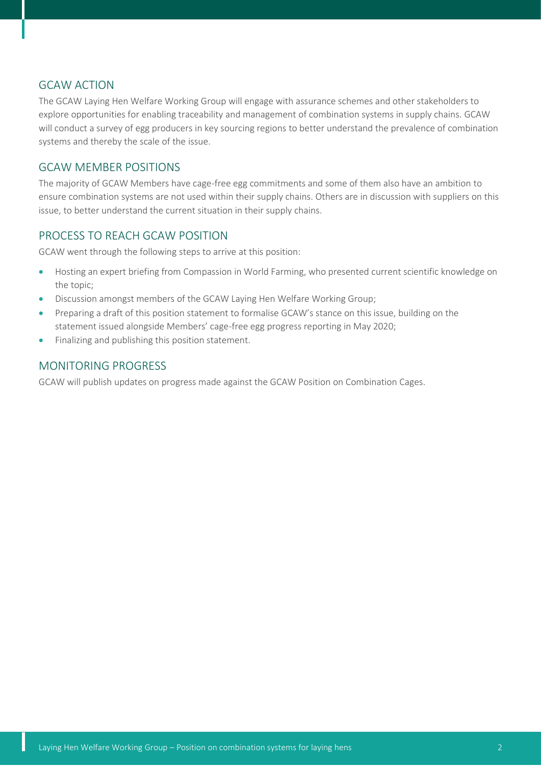## GCAW ACTION

The GCAW Laying Hen Welfare Working Group will engage with assurance schemes and other stakeholders to explore opportunities for enabling traceability and management of combination systems in supply chains. GCAW will conduct a survey of egg producers in key sourcing regions to better understand the prevalence of combination systems and thereby the scale of the issue.

## GCAW MEMBER POSITIONS

The majority of GCAW Members have cage-free egg commitments and some of them also have an ambition to ensure combination systems are not used within their supply chains. Others are in discussion with suppliers on this issue, to better understand the current situation in their supply chains.

## PROCESS TO REACH GCAW POSITION

GCAW went through the following steps to arrive at this position:

- Hosting an expert briefing from Compassion in World Farming, who presented current scientific knowledge on the topic;
- Discussion amongst members of the GCAW Laying Hen Welfare Working Group;
- Preparing a draft of this position statement to formalise GCAW's stance on this issue, building on the statement issued alongside Members' cage-free egg progress reporting in May 2020;
- Finalizing and publishing this position statement.

## MONITORING PROGRESS

GCAW will publish updates on progress made against the GCAW Position on Combination Cages.